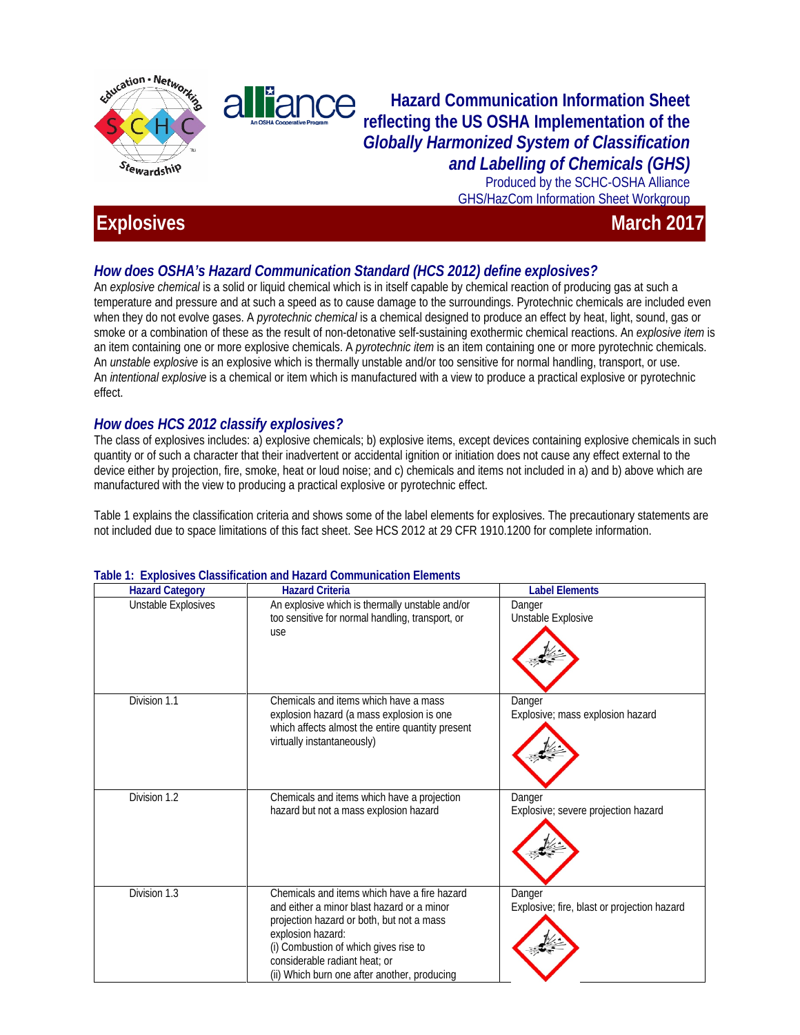# Hazard Communication Information Sheet reflecting the US OSHA Implementation of the *Globally Harmonized System of Classification and Labelling of Chemicals (GHS)*

Produced by the SCHC-OSHA Alliance GHS/HazCom Information Sheet Workgroup

## Explosives — March 2017

### *How does OSHA's Hazard Communication Standard (HCS 2012) define explosives?*

An *explosive chemical* is a solid or liquid chemical which is in itself capable by chemical reaction of producing gas at such a temperature and pressure and at such a speed as to cause damage to the surroundings. Pyrotechnic chemicals are included even when they do not evolve gases. A *pyrotechnic chemical* is a chemical designed to produce an effect by heat, light, sound, gas or smoke or a combination of these as the result of non-detonative self-sustaining exothermic chemical reactions. An *explosive item* is an item containing one or more explosive chemicals. A *pyrotechnic item* is an item containing one or more pyrotechnic chemicals. An *unstable explosive* is an explosive which is thermally unstable and/or too sensitive for normal handling, transport, or use. An *intentional explosive* is a chemical or item which is manufactured with a view to produce a practical explosive or pyrotechnic effect.

### *How does HCS 2012 classify explosives?*

The class of explosives includes: a) explosive chemicals; b) explosive items, except devices containing explosive chemicals in such quantity or of such a character that their inadvertent or accidental ignition or initiation does not cause any effect external to the device either by projection, fire, smoke, heat or loud noise; and c) chemicals and items not included in a) and b) above which are manufactured with the view to producing a practical explosive or pyrotechnic effect.

Table 1 explains the classification criteria and shows some of the label elements for explosives. The precautionary statements are not included due to space limitations of this fact sheet. See HCS 2012 at 29 CFR 1910.1200 for complete information.

**Table 1: Explosives Classification and Hazard Communication Elements**

| Hazard Category | Hazard Criteria | Label Elements |
|---|---|---|
| Unstable Explosives | An explosive which is thermally unstable and/or too sensitive for normal handling, transport, or use | Danger<br>Unstable Explosive |
| Division 1.1 | Chemicals and items which have a mass explosion hazard (a mass explosion is one which affects almost the entire quantity present virtually instantaneously) | Danger<br>Explosive; mass explosion hazard |
| Division 1.2 | Chemicals and items which have a projection hazard but not a mass explosion hazard | Danger<br>Explosive; severe projection hazard |
| Division 1.3 | Chemicals and items which have a fire hazard and either a minor blast hazard or a minor projection hazard or both, but not a mass explosion hazard:<br>(i) Combustion of which gives rise to considerable radiant heat; or<br>(ii) Which burn one after another, producing | Danger<br>Explosive; fire, blast or projection hazard |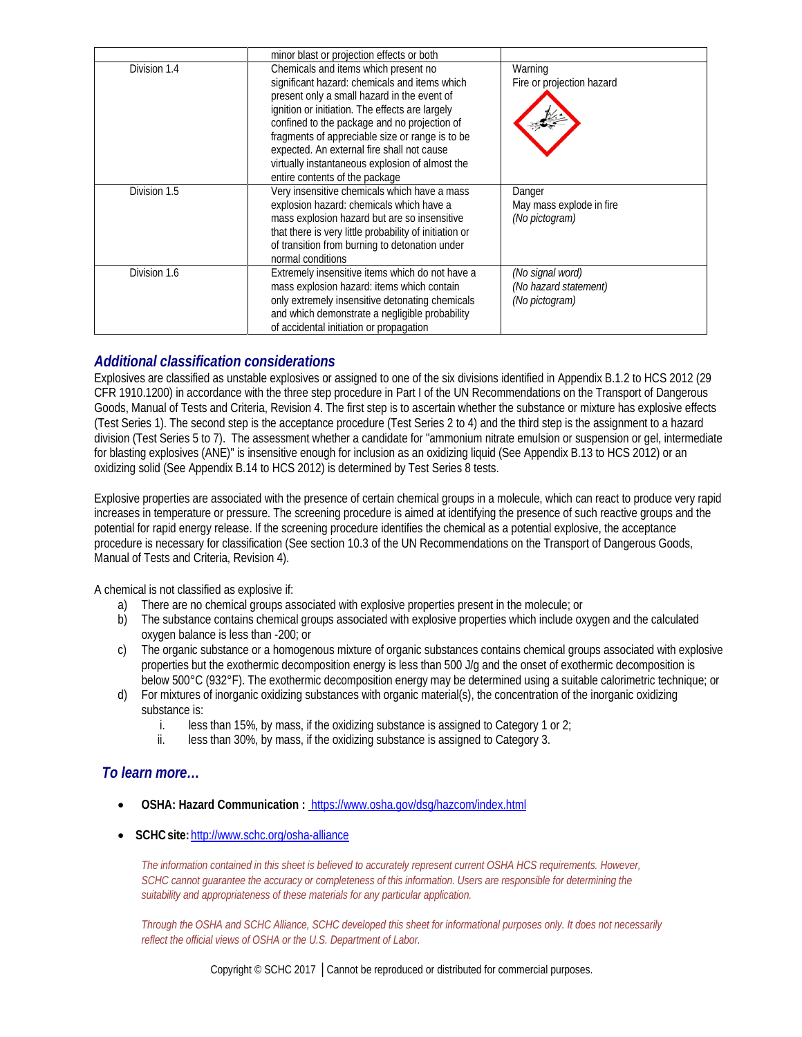| | minor blast or projection effects or both | |
|---|---|---|
| Division 1.4 | Chemicals and items which present no significant hazard: chemicals and items which present only a small hazard in the event of ignition or initiation. The effects are largely confined to the package and no projection of fragments of appreciable size or range is to be expected. An external fire shall not cause virtually instantaneous explosion of almost the entire contents of the package | Warning<br>Fire or projection hazard |
| Division 1.5 | Very insensitive chemicals which have a mass explosion hazard: chemicals which have a mass explosion hazard but are so insensitive that there is very little probability of initiation or of transition from burning to detonation under normal conditions | Danger<br>May mass explode in fire<br>*(No pictogram)* |
| Division 1.6 | Extremely insensitive items which do not have a mass explosion hazard: items which contain only extremely insensitive detonating chemicals and which demonstrate a negligible probability of accidental initiation or propagation | *(No signal word)*<br>*(No hazard statement)*<br>*(No pictogram)* |

## *Additional classification considerations*

Explosives are classified as unstable explosives or assigned to one of the six divisions identified in Appendix B.1.2 to HCS 2012 (29 CFR 1910.1200) in accordance with the three step procedure in Part I of the UN Recommendations on the Transport of Dangerous Goods, Manual of Tests and Criteria, Revision 4. The first step is to ascertain whether the substance or mixture has explosive effects (Test Series 1). The second step is the acceptance procedure (Test Series 2 to 4) and the third step is the assignment to a hazard division (Test Series 5 to 7). The assessment whether a candidate for "ammonium nitrate emulsion or suspension or gel, intermediate for blasting explosives (ANE)" is insensitive enough for inclusion as an oxidizing liquid (See Appendix B.13 to HCS 2012) or an oxidizing solid (See Appendix B.14 to HCS 2012) is determined by Test Series 8 tests.

Explosive properties are associated with the presence of certain chemical groups in a molecule, which can react to produce very rapid increases in temperature or pressure. The screening procedure is aimed at identifying the presence of such reactive groups and the potential for rapid energy release. If the screening procedure identifies the chemical as a potential explosive, the acceptance procedure is necessary for classification (See section 10.3 of the UN Recommendations on the Transport of Dangerous Goods, Manual of Tests and Criteria, Revision 4).

A chemical is not classified as explosive if:

a) There are no chemical groups associated with explosive properties present in the molecule; or
b) The substance contains chemical groups associated with explosive properties which include oxygen and the calculated oxygen balance is less than -200; or
c) The organic substance or a homogenous mixture of organic substances contains chemical groups associated with explosive properties but the exothermic decomposition energy is less than 500 J/g and the onset of exothermic decomposition is below 500°C (932°F). The exothermic decomposition energy may be determined using a suitable calorimetric technique; or
d) For mixtures of inorganic oxidizing substances with organic material(s), the concentration of the inorganic oxidizing substance is:
    i. less than 15%, by mass, if the oxidizing substance is assigned to Category 1 or 2;
    ii. less than 30%, by mass, if the oxidizing substance is assigned to Category 3.

## *To learn more…*

- **OSHA: Hazard Communication :** https://www.osha.gov/dsg/hazcom/index.html
- **SCHC site:** http://www.schc.org/osha-alliance

*The information contained in this sheet is believed to accurately represent current OSHA HCS requirements. However, SCHC cannot guarantee the accuracy or completeness of this information. Users are responsible for determining the suitability and appropriateness of these materials for any particular application.*

*Through the OSHA and SCHC Alliance, SCHC developed this sheet for informational purposes only. It does not necessarily reflect the official views of OSHA or the U.S. Department of Labor.*

Copyright © SCHC 2017 | Cannot be reproduced or distributed for commercial purposes.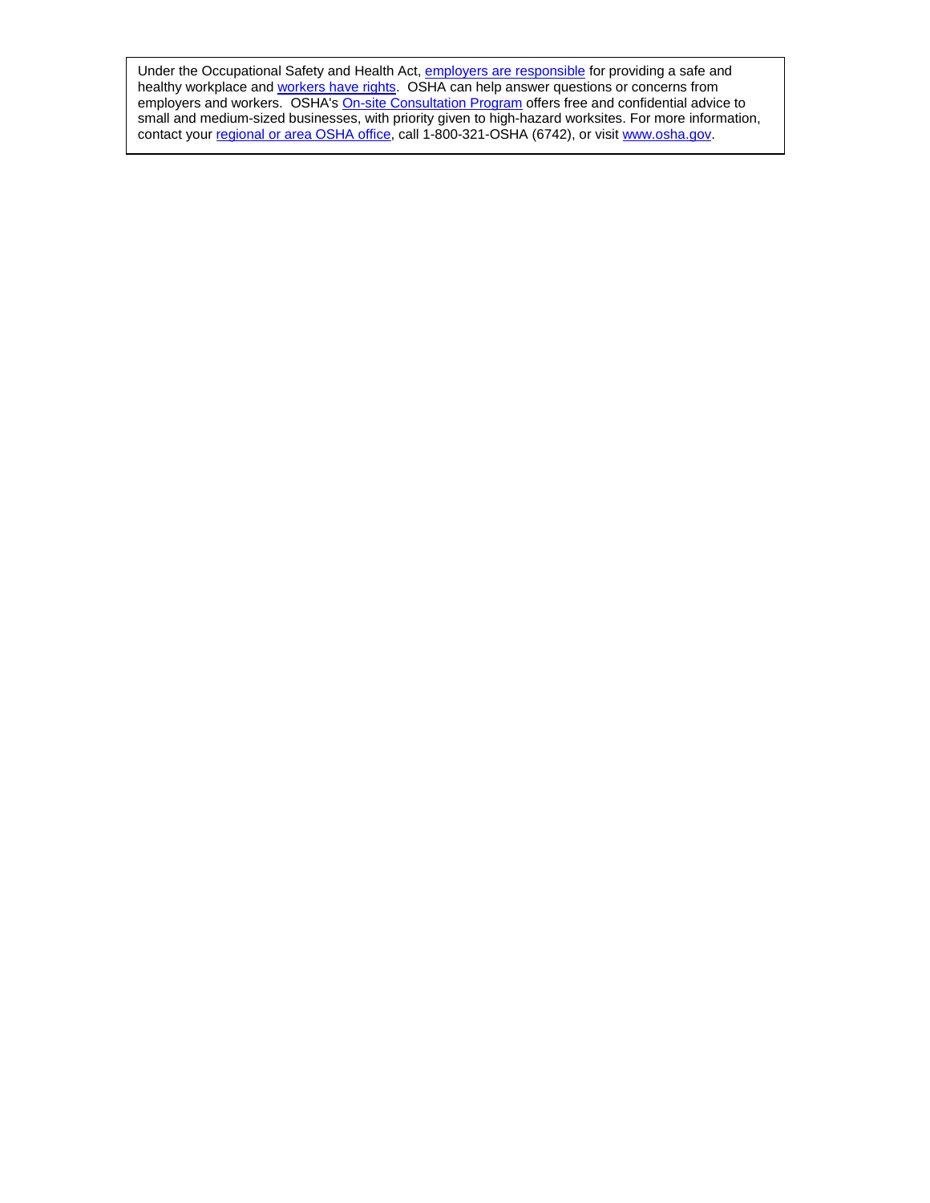Under the Occupational Safety and Health Act, employers are responsible for providing a safe and healthy workplace and workers have rights. OSHA can help answer questions or concerns from employers and workers. OSHA's On-site Consultation Program offers free and confidential advice to small and medium-sized businesses, with priority given to high-hazard worksites. For more information, contact your regional or area OSHA office, call 1-800-321-OSHA (6742), or visit www.osha.gov.